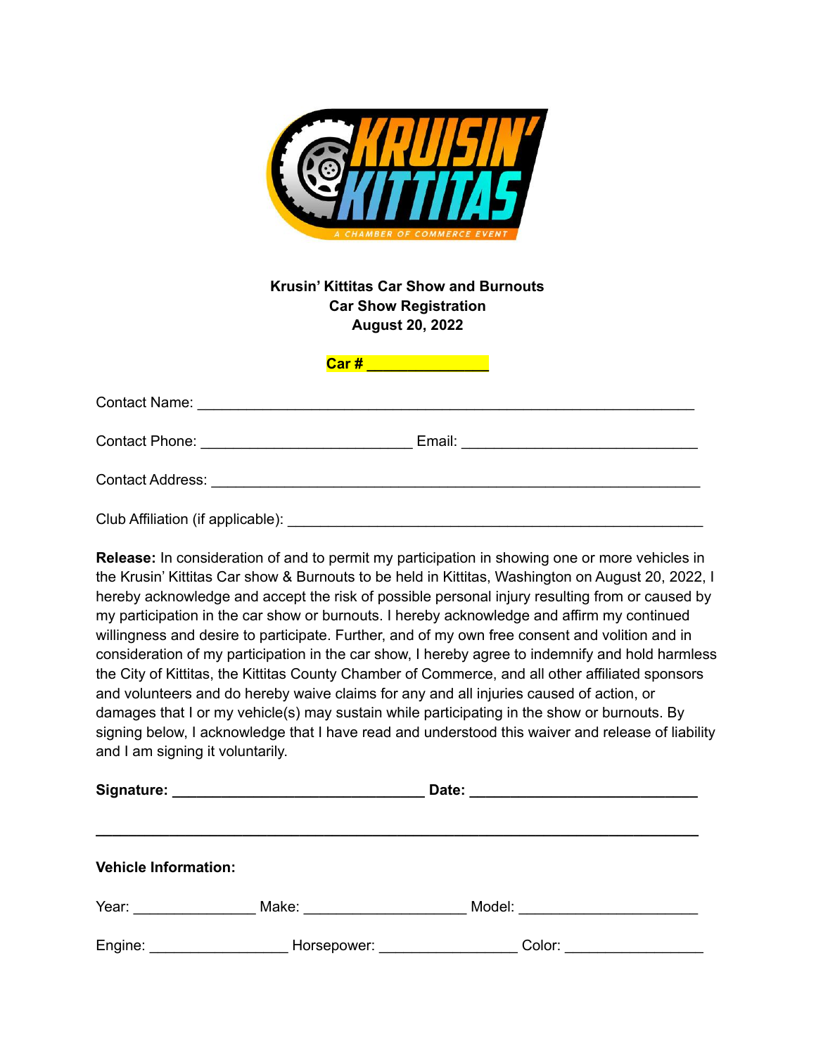**Krusin' Kittitas Car Show and Burnouts**
**Car Show Registration**
**August 20, 2022**

**Car # _______________**

Contact Name: ______________________________________________________________

Contact Phone: __________________________ Email: _____________________________

Contact Address: ____________________________________________________________

Club Affiliation (if applicable): ______________________________________________

**Release:** In consideration of and to permit my participation in showing one or more vehicles in the Krusin' Kittitas Car show & Burnouts to be held in Kittitas, Washington on August 20, 2022, I hereby acknowledge and accept the risk of possible personal injury resulting from or caused by my participation in the car show or burnouts. I hereby acknowledge and affirm my continued willingness and desire to participate. Further, and of my own free consent and volition and in consideration of my participation in the car show, I hereby agree to indemnify and hold harmless the City of Kittitas, the Kittitas County Chamber of Commerce, and all other affiliated sponsors and volunteers and do hereby waive claims for any and all injuries caused of action, or damages that I or my vehicle(s) may sustain while participating in the show or burnouts. By signing below, I acknowledge that I have read and understood this waiver and release of liability and I am signing it voluntarily.

**Signature: ________________________________ Date: ____________________________**

---

**Vehicle Information:**

Year: _______________ Make: ____________________ Model: ______________________

Engine: _________________ Horsepower: _________________ Color: _________________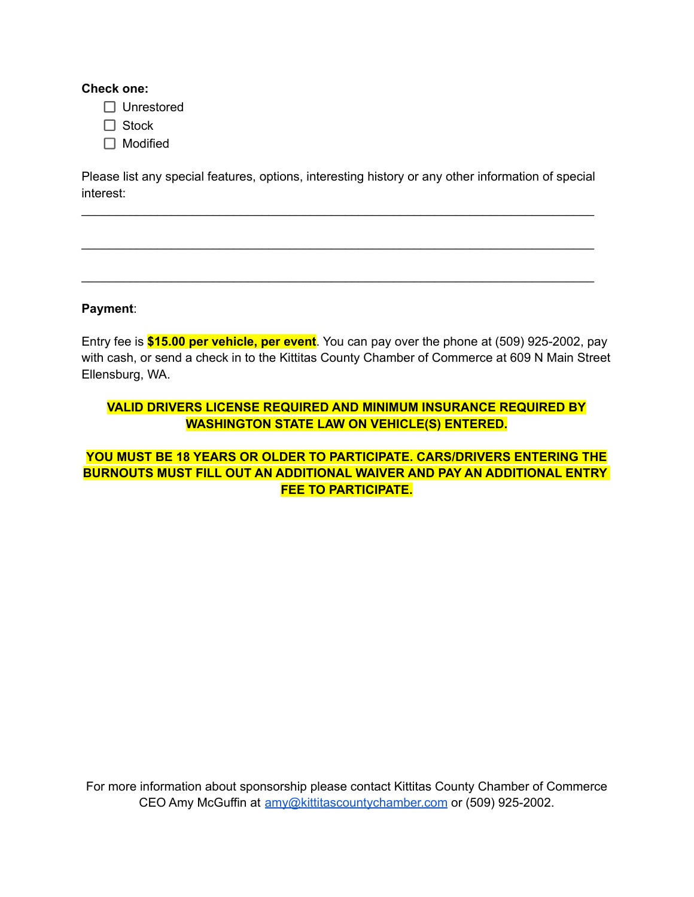**Check one:**

- ☐ Unrestored
- ☐ Stock
- ☐ Modified

Please list any special features, options, interesting history or any other information of special interest:

\_\_\_\_\_\_\_\_\_\_\_\_\_\_\_\_\_\_\_\_\_\_\_\_\_\_\_\_\_\_\_\_\_\_\_\_\_\_\_\_\_\_\_\_\_\_\_\_\_\_\_\_\_\_\_\_\_\_\_\_\_\_\_\_\_\_\_\_\_\_\_\_

\_\_\_\_\_\_\_\_\_\_\_\_\_\_\_\_\_\_\_\_\_\_\_\_\_\_\_\_\_\_\_\_\_\_\_\_\_\_\_\_\_\_\_\_\_\_\_\_\_\_\_\_\_\_\_\_\_\_\_\_\_\_\_\_\_\_\_\_\_\_\_\_

\_\_\_\_\_\_\_\_\_\_\_\_\_\_\_\_\_\_\_\_\_\_\_\_\_\_\_\_\_\_\_\_\_\_\_\_\_\_\_\_\_\_\_\_\_\_\_\_\_\_\_\_\_\_\_\_\_\_\_\_\_\_\_\_\_\_\_\_\_\_\_\_

**Payment**:

Entry fee is **$15.00 per vehicle, per event**. You can pay over the phone at (509) 925-2002, pay with cash, or send a check in to the Kittitas County Chamber of Commerce at 609 N Main Street Ellensburg, WA.

**VALID DRIVERS LICENSE REQUIRED AND MINIMUM INSURANCE REQUIRED BY WASHINGTON STATE LAW ON VEHICLE(S) ENTERED.**

**YOU MUST BE 18 YEARS OR OLDER TO PARTICIPATE. CARS/DRIVERS ENTERING THE BURNOUTS MUST FILL OUT AN ADDITIONAL WAIVER AND PAY AN ADDITIONAL ENTRY FEE TO PARTICIPATE.**

For more information about sponsorship please contact Kittitas County Chamber of Commerce CEO Amy McGuffin at amy@kittitascountychamber.com or (509) 925-2002.